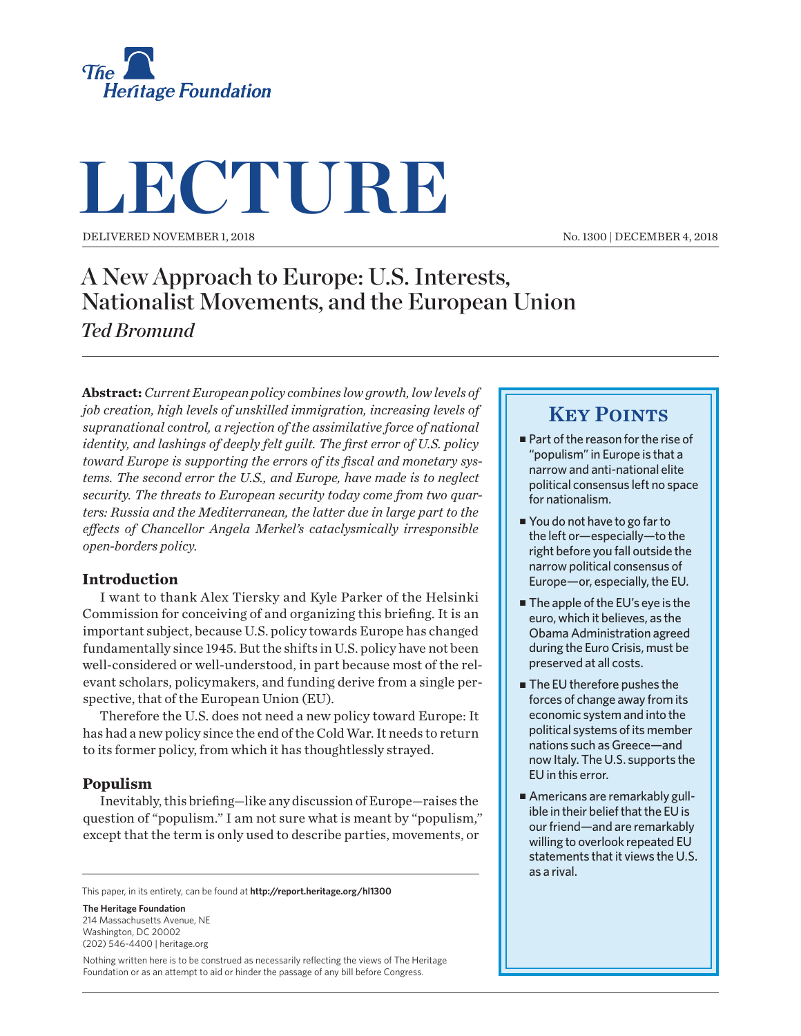The Heritage Foundation

# LECTURE

DELIVERED NOVEMBER 1, 2018

No. 1300 | DECEMBER 4, 2018

## A New Approach to Europe: U.S. Interests, Nationalist Movements, and the European Union

*Ted Bromund*

**Abstract:** *Current European policy combines low growth, low levels of job creation, high levels of unskilled immigration, increasing levels of supranational control, a rejection of the assimilative force of national identity, and lashings of deeply felt guilt. The first error of U.S. policy toward Europe is supporting the errors of its fiscal and monetary systems. The second error the U.S., and Europe, have made is to neglect security. The threats to European security today come from two quarters: Russia and the Mediterranean, the latter due in large part to the effects of Chancellor Angela Merkel's cataclysmically irresponsible open-borders policy.*

### Key Points

- Part of the reason for the rise of "populism" in Europe is that a narrow and anti-national elite political consensus left no space for nationalism.
- You do not have to go far to the left or—especially—to the right before you fall outside the narrow political consensus of Europe—or, especially, the EU.
- The apple of the EU's eye is the euro, which it believes, as the Obama Administration agreed during the Euro Crisis, must be preserved at all costs.
- The EU therefore pushes the forces of change away from its economic system and into the political systems of its member nations such as Greece—and now Italy. The U.S. supports the EU in this error.
- Americans are remarkably gullible in their belief that the EU is our friend—and are remarkably willing to overlook repeated EU statements that it views the U.S. as a rival.

### Introduction

I want to thank Alex Tiersky and Kyle Parker of the Helsinki Commission for conceiving of and organizing this briefing. It is an important subject, because U.S. policy towards Europe has changed fundamentally since 1945. But the shifts in U.S. policy have not been well-considered or well-understood, in part because most of the relevant scholars, policymakers, and funding derive from a single perspective, that of the European Union (EU).

Therefore the U.S. does not need a new policy toward Europe: It has had a new policy since the end of the Cold War. It needs to return to its former policy, from which it has thoughtlessly strayed.

### Populism

Inevitably, this briefing—like any discussion of Europe—raises the question of "populism." I am not sure what is meant by "populism," except that the term is only used to describe parties, movements, or

This paper, in its entirety, can be found at **http://report.heritage.org/hl1300**

**The Heritage Foundation**
214 Massachusetts Avenue, NE
Washington, DC 20002
(202) 546-4400 | heritage.org

Nothing written here is to be construed as necessarily reflecting the views of The Heritage Foundation or as an attempt to aid or hinder the passage of any bill before Congress.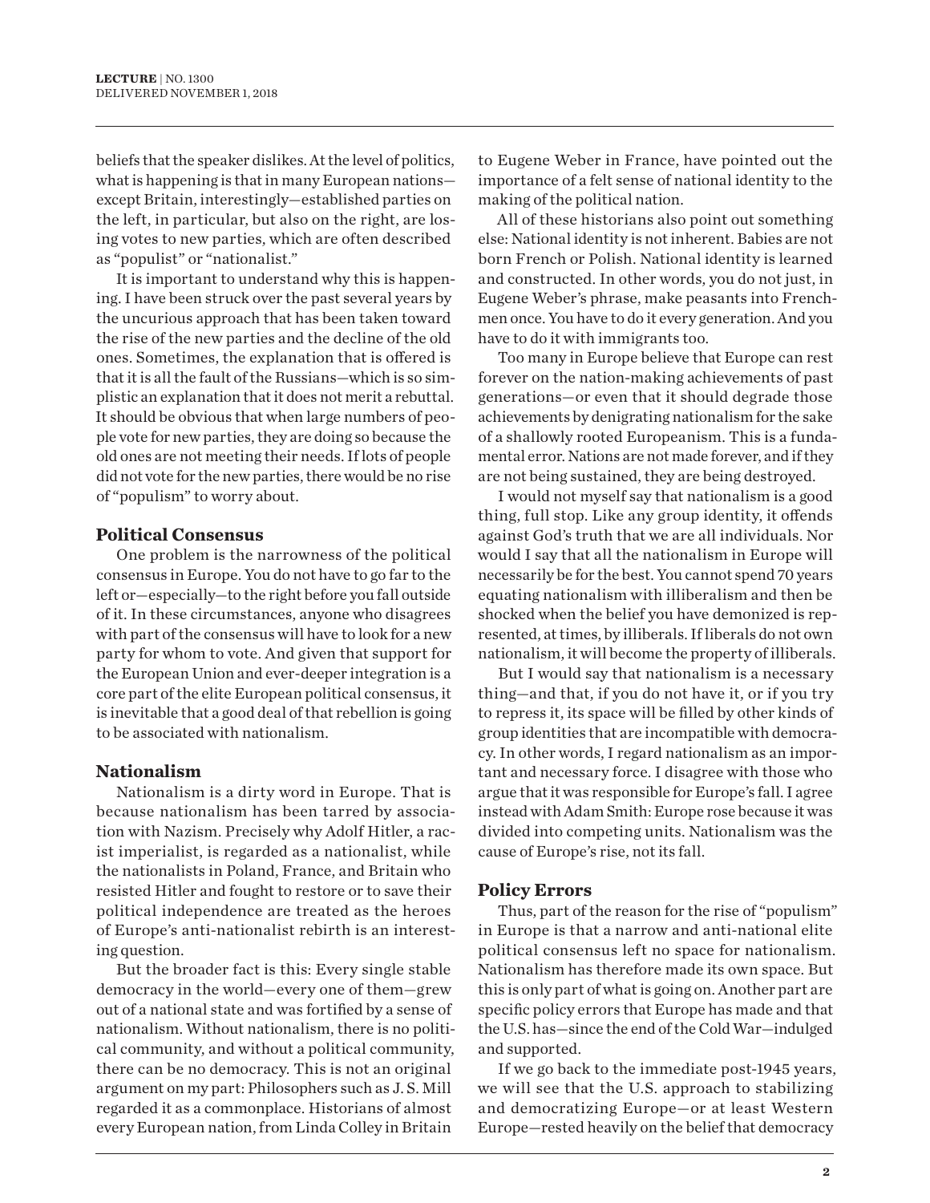beliefs that the speaker dislikes. At the level of politics, what is happening is that in many European nations—except Britain, interestingly—established parties on the left, in particular, but also on the right, are losing votes to new parties, which are often described as "populist" or "nationalist."

It is important to understand why this is happening. I have been struck over the past several years by the uncurious approach that has been taken toward the rise of the new parties and the decline of the old ones. Sometimes, the explanation that is offered is that it is all the fault of the Russians—which is so simplistic an explanation that it does not merit a rebuttal. It should be obvious that when large numbers of people vote for new parties, they are doing so because the old ones are not meeting their needs. If lots of people did not vote for the new parties, there would be no rise of "populism" to worry about.

## Political Consensus

One problem is the narrowness of the political consensus in Europe. You do not have to go far to the left or—especially—to the right before you fall outside of it. In these circumstances, anyone who disagrees with part of the consensus will have to look for a new party for whom to vote. And given that support for the European Union and ever-deeper integration is a core part of the elite European political consensus, it is inevitable that a good deal of that rebellion is going to be associated with nationalism.

## Nationalism

Nationalism is a dirty word in Europe. That is because nationalism has been tarred by association with Nazism. Precisely why Adolf Hitler, a racist imperialist, is regarded as a nationalist, while the nationalists in Poland, France, and Britain who resisted Hitler and fought to restore or to save their political independence are treated as the heroes of Europe's anti-nationalist rebirth is an interesting question.

But the broader fact is this: Every single stable democracy in the world—every one of them—grew out of a national state and was fortified by a sense of nationalism. Without nationalism, there is no political community, and without a political community, there can be no democracy. This is not an original argument on my part: Philosophers such as J. S. Mill regarded it as a commonplace. Historians of almost every European nation, from Linda Colley in Britain to Eugene Weber in France, have pointed out the importance of a felt sense of national identity to the making of the political nation.

All of these historians also point out something else: National identity is not inherent. Babies are not born French or Polish. National identity is learned and constructed. In other words, you do not just, in Eugene Weber's phrase, make peasants into Frenchmen once. You have to do it every generation. And you have to do it with immigrants too.

Too many in Europe believe that Europe can rest forever on the nation-making achievements of past generations—or even that it should degrade those achievements by denigrating nationalism for the sake of a shallowly rooted Europeanism. This is a fundamental error. Nations are not made forever, and if they are not being sustained, they are being destroyed.

I would not myself say that nationalism is a good thing, full stop. Like any group identity, it offends against God's truth that we are all individuals. Nor would I say that all the nationalism in Europe will necessarily be for the best. You cannot spend 70 years equating nationalism with illiberalism and then be shocked when the belief you have demonized is represented, at times, by illiberals. If liberals do not own nationalism, it will become the property of illiberals.

But I would say that nationalism is a necessary thing—and that, if you do not have it, or if you try to repress it, its space will be filled by other kinds of group identities that are incompatible with democracy. In other words, I regard nationalism as an important and necessary force. I disagree with those who argue that it was responsible for Europe's fall. I agree instead with Adam Smith: Europe rose because it was divided into competing units. Nationalism was the cause of Europe's rise, not its fall.

## Policy Errors

Thus, part of the reason for the rise of "populism" in Europe is that a narrow and anti-national elite political consensus left no space for nationalism. Nationalism has therefore made its own space. But this is only part of what is going on. Another part are specific policy errors that Europe has made and that the U.S. has—since the end of the Cold War—indulged and supported.

If we go back to the immediate post-1945 years, we will see that the U.S. approach to stabilizing and democratizing Europe—or at least Western Europe—rested heavily on the belief that democracy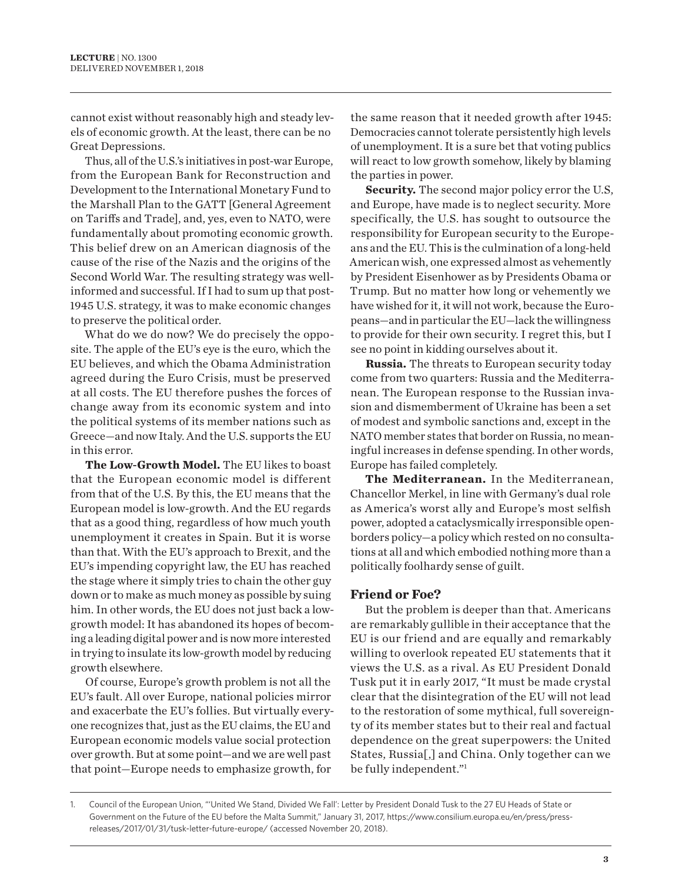cannot exist without reasonably high and steady levels of economic growth. At the least, there can be no Great Depressions.

Thus, all of the U.S.'s initiatives in post-war Europe, from the European Bank for Reconstruction and Development to the International Monetary Fund to the Marshall Plan to the GATT [General Agreement on Tariffs and Trade], and, yes, even to NATO, were fundamentally about promoting economic growth. This belief drew on an American diagnosis of the cause of the rise of the Nazis and the origins of the Second World War. The resulting strategy was well-informed and successful. If I had to sum up that post-1945 U.S. strategy, it was to make economic changes to preserve the political order.

What do we do now? We do precisely the opposite. The apple of the EU's eye is the euro, which the EU believes, and which the Obama Administration agreed during the Euro Crisis, must be preserved at all costs. The EU therefore pushes the forces of change away from its economic system and into the political systems of its member nations such as Greece—and now Italy. And the U.S. supports the EU in this error.

**The Low-Growth Model.** The EU likes to boast that the European economic model is different from that of the U.S. By this, the EU means that the European model is low-growth. And the EU regards that as a good thing, regardless of how much youth unemployment it creates in Spain. But it is worse than that. With the EU's approach to Brexit, and the EU's impending copyright law, the EU has reached the stage where it simply tries to chain the other guy down or to make as much money as possible by suing him. In other words, the EU does not just back a low-growth model: It has abandoned its hopes of becoming a leading digital power and is now more interested in trying to insulate its low-growth model by reducing growth elsewhere.

Of course, Europe's growth problem is not all the EU's fault. All over Europe, national policies mirror and exacerbate the EU's follies. But virtually everyone recognizes that, just as the EU claims, the EU and European economic models value social protection over growth. But at some point—and we are well past that point—Europe needs to emphasize growth, for the same reason that it needed growth after 1945: Democracies cannot tolerate persistently high levels of unemployment. It is a sure bet that voting publics will react to low growth somehow, likely by blaming the parties in power.

**Security.** The second major policy error the U.S, and Europe, have made is to neglect security. More specifically, the U.S. has sought to outsource the responsibility for European security to the Europeans and the EU. This is the culmination of a long-held American wish, one expressed almost as vehemently by President Eisenhower as by Presidents Obama or Trump. But no matter how long or vehemently we have wished for it, it will not work, because the Europeans—and in particular the EU—lack the willingness to provide for their own security. I regret this, but I see no point in kidding ourselves about it.

**Russia.** The threats to European security today come from two quarters: Russia and the Mediterranean. The European response to the Russian invasion and dismemberment of Ukraine has been a set of modest and symbolic sanctions and, except in the NATO member states that border on Russia, no meaningful increases in defense spending. In other words, Europe has failed completely.

**The Mediterranean.** In the Mediterranean, Chancellor Merkel, in line with Germany's dual role as America's worst ally and Europe's most selfish power, adopted a cataclysmically irresponsible open-borders policy—a policy which rested on no consultations at all and which embodied nothing more than a politically foolhardy sense of guilt.

## Friend or Foe?

But the problem is deeper than that. Americans are remarkably gullible in their acceptance that the EU is our friend and are equally and remarkably willing to overlook repeated EU statements that it views the U.S. as a rival. As EU President Donald Tusk put it in early 2017, "It must be made crystal clear that the disintegration of the EU will not lead to the restoration of some mythical, full sovereignty of its member states but to their real and factual dependence on the great superpowers: the United States, Russia[,] and China. Only together can we be fully independent."[1]

1. Council of the European Union, "'United We Stand, Divided We Fall': Letter by President Donald Tusk to the 27 EU Heads of State or Government on the Future of the EU before the Malta Summit," January 31, 2017, https://www.consilium.europa.eu/en/press/press-releases/2017/01/31/tusk-letter-future-europe/ (accessed November 20, 2018).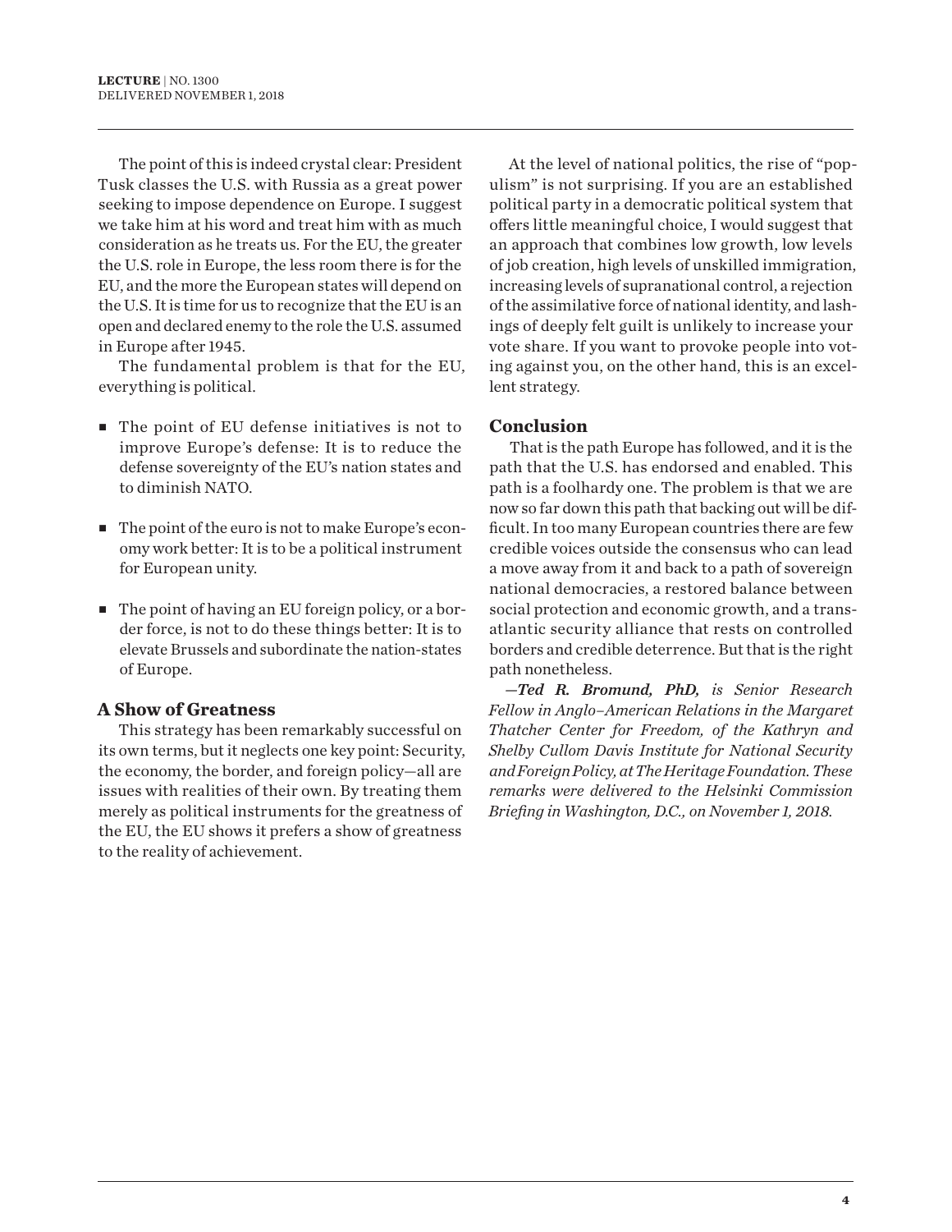The point of this is indeed crystal clear: President Tusk classes the U.S. with Russia as a great power seeking to impose dependence on Europe. I suggest we take him at his word and treat him with as much consideration as he treats us. For the EU, the greater the U.S. role in Europe, the less room there is for the EU, and the more the European states will depend on the U.S. It is time for us to recognize that the EU is an open and declared enemy to the role the U.S. assumed in Europe after 1945.

The fundamental problem is that for the EU, everything is political.

- The point of EU defense initiatives is not to improve Europe's defense: It is to reduce the defense sovereignty of the EU's nation states and to diminish NATO.
- The point of the euro is not to make Europe's economy work better: It is to be a political instrument for European unity.
- The point of having an EU foreign policy, or a border force, is not to do these things better: It is to elevate Brussels and subordinate the nation-states of Europe.

## A Show of Greatness

This strategy has been remarkably successful on its own terms, but it neglects one key point: Security, the economy, the border, and foreign policy—all are issues with realities of their own. By treating them merely as political instruments for the greatness of the EU, the EU shows it prefers a show of greatness to the reality of achievement.

At the level of national politics, the rise of "populism" is not surprising. If you are an established political party in a democratic political system that offers little meaningful choice, I would suggest that an approach that combines low growth, low levels of job creation, high levels of unskilled immigration, increasing levels of supranational control, a rejection of the assimilative force of national identity, and lashings of deeply felt guilt is unlikely to increase your vote share. If you want to provoke people into voting against you, on the other hand, this is an excellent strategy.

## Conclusion

That is the path Europe has followed, and it is the path that the U.S. has endorsed and enabled. This path is a foolhardy one. The problem is that we are now so far down this path that backing out will be difficult. In too many European countries there are few credible voices outside the consensus who can lead a move away from it and back to a path of sovereign national democracies, a restored balance between social protection and economic growth, and a transatlantic security alliance that rests on controlled borders and credible deterrence. But that is the right path nonetheless.

*—**Ted R. Bromund, PhD,** is Senior Research Fellow in Anglo–American Relations in the Margaret Thatcher Center for Freedom, of the Kathryn and Shelby Cullom Davis Institute for National Security and Foreign Policy, at The Heritage Foundation. These remarks were delivered to the Helsinki Commission Briefing in Washington, D.C., on November 1, 2018.*